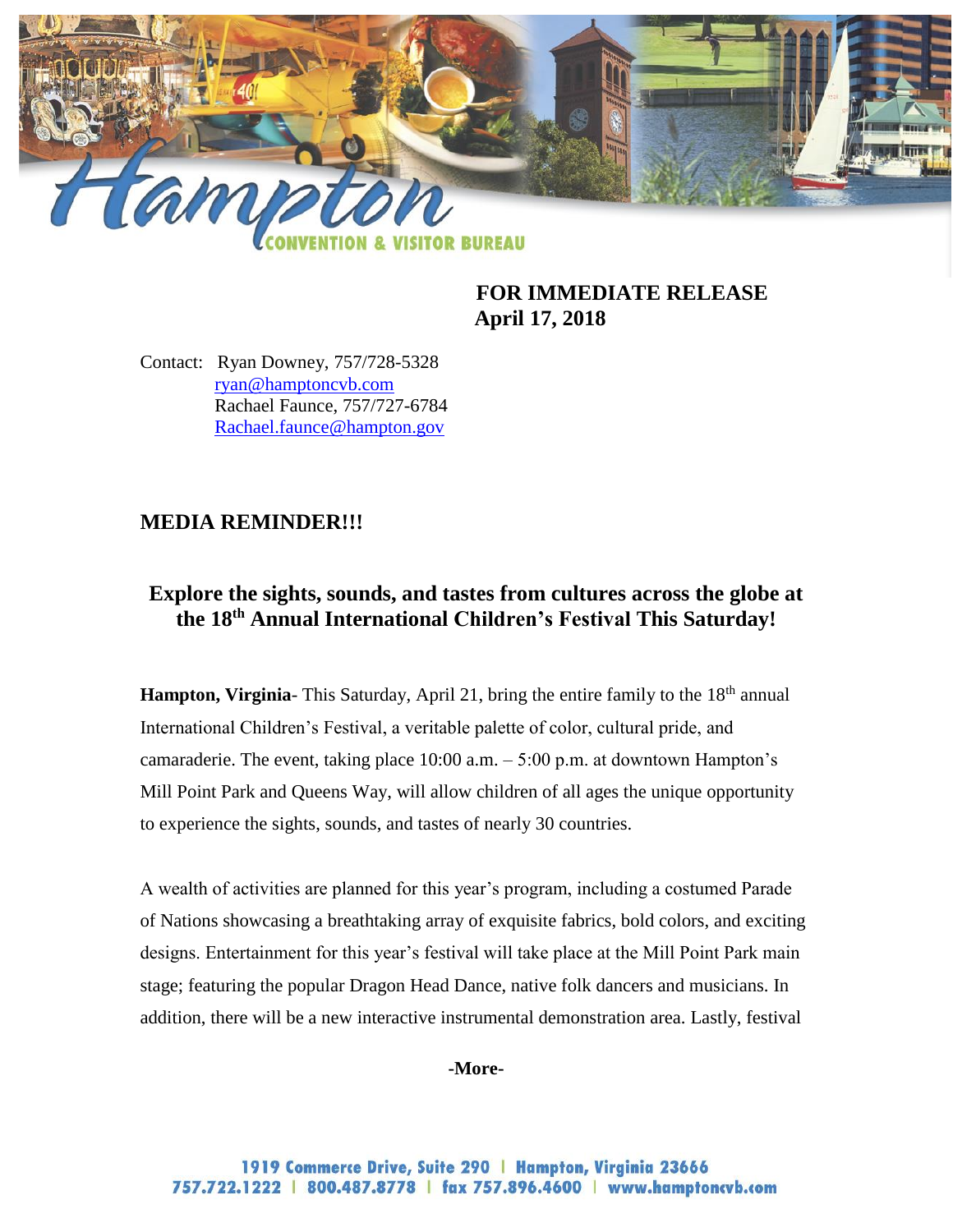Hampton
CONVENTION & VISITOR BUREAU

**FOR IMMEDIATE RELEASE**
**April 17, 2018**

Contact: Ryan Downey, 757/728-5328
ryan@hamptoncvb.com
Rachael Faunce, 757/727-6784
Rachael.faunce@hampton.gov

**MEDIA REMINDER!!!**

## Explore the sights, sounds, and tastes from cultures across the globe at the 18th Annual International Children's Festival This Saturday!

**Hampton, Virginia**- This Saturday, April 21, bring the entire family to the 18th annual International Children's Festival, a veritable palette of color, cultural pride, and camaraderie. The event, taking place 10:00 a.m. – 5:00 p.m. at downtown Hampton's Mill Point Park and Queens Way, will allow children of all ages the unique opportunity to experience the sights, sounds, and tastes of nearly 30 countries.

A wealth of activities are planned for this year's program, including a costumed Parade of Nations showcasing a breathtaking array of exquisite fabrics, bold colors, and exciting designs. Entertainment for this year's festival will take place at the Mill Point Park main stage; featuring the popular Dragon Head Dance, native folk dancers and musicians. In addition, there will be a new interactive instrumental demonstration area. Lastly, festival

**-More-**

1919 Commerce Drive, Suite 290 | Hampton, Virginia 23666
757.722.1222 | 800.487.8778 | fax 757.896.4600 | www.hamptoncvb.com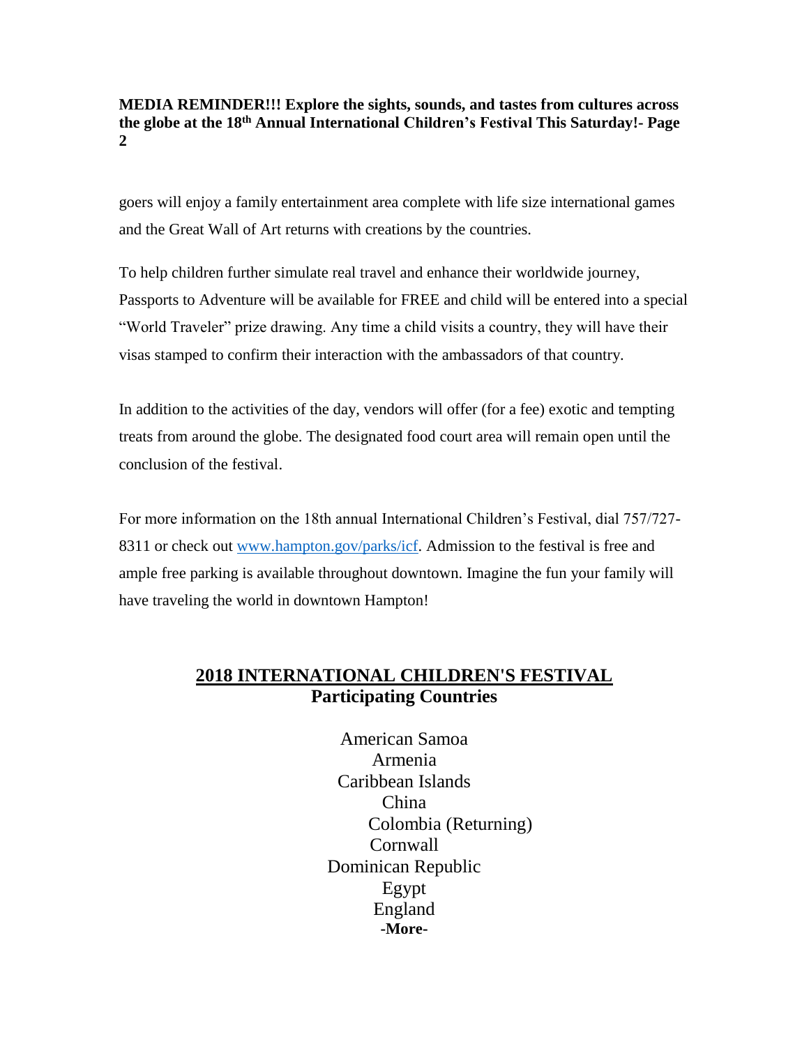goers will enjoy a family entertainment area complete with life size international games and the Great Wall of Art returns with creations by the countries.

To help children further simulate real travel and enhance their worldwide journey, Passports to Adventure will be available for FREE and child will be entered into a special "World Traveler" prize drawing. Any time a child visits a country, they will have their visas stamped to confirm their interaction with the ambassadors of that country.

In addition to the activities of the day, vendors will offer (for a fee) exotic and tempting treats from around the globe. The designated food court area will remain open until the conclusion of the festival.

For more information on the 18th annual International Children's Festival, dial 757/727-8311 or check out www.hampton.gov/parks/icf. Admission to the festival is free and ample free parking is available throughout downtown. Imagine the fun your family will have traveling the world in downtown Hampton!

## 2018 INTERNATIONAL CHILDREN'S FESTIVAL
**Participating Countries**

American Samoa
Armenia
Caribbean Islands
China
Colombia (Returning)
Cornwall
Dominican Republic
Egypt
England

**-More-**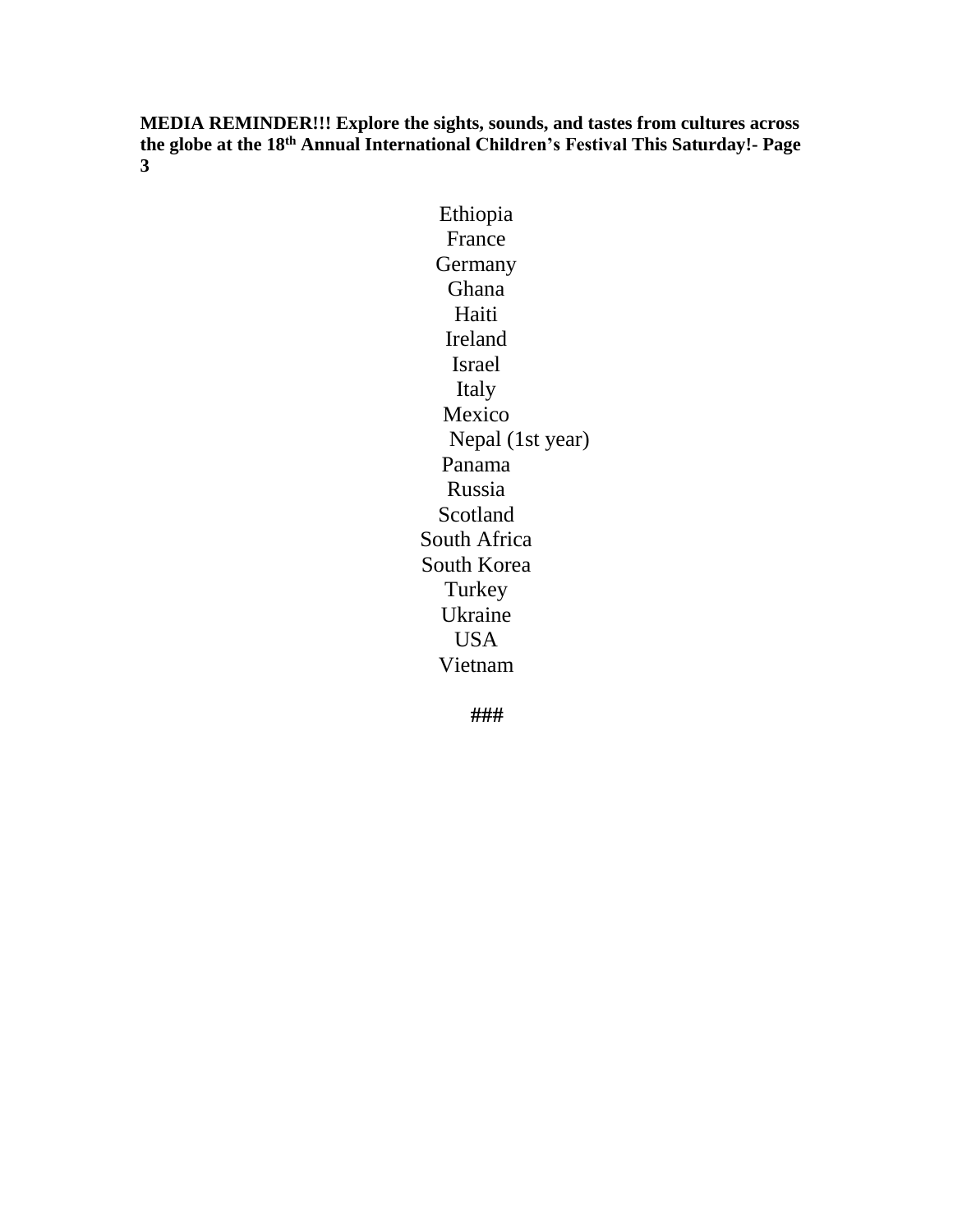**MEDIA REMINDER!!! Explore the sights, sounds, and tastes from cultures across the globe at the 18th Annual International Children's Festival This Saturday!- Page 3**

Ethiopia
France
Germany
Ghana
Haiti
Ireland
Israel
Italy
Mexico
Nepal (1st year)
Panama
Russia
Scotland
South Africa
South Korea
Turkey
Ukraine
USA
Vietnam

**###**